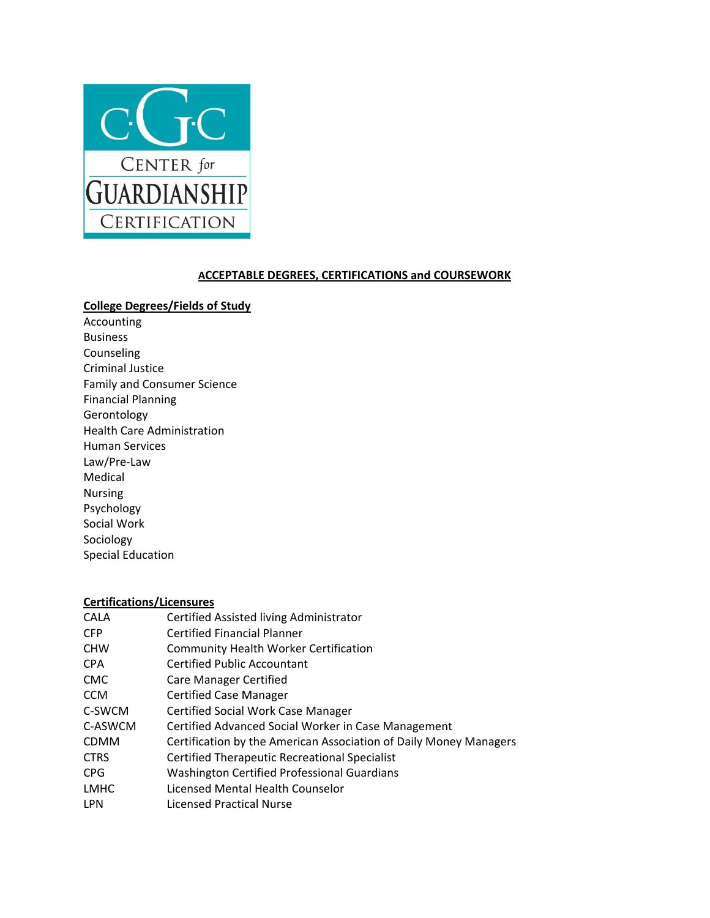CENTER for GUARDIANSHIP CERTIFICATION

## ACCEPTABLE DEGREES, CERTIFICATIONS and COURSEWORK

### College Degrees/Fields of Study

Accounting
Business
Counseling
Criminal Justice
Family and Consumer Science
Financial Planning
Gerontology
Health Care Administration
Human Services
Law/Pre-Law
Medical
Nursing
Psychology
Social Work
Sociology
Special Education

### Certifications/Licensures

| | |
|---|---|
| CALA | Certified Assisted living Administrator |
| CFP | Certified Financial Planner |
| CHW | Community Health Worker Certification |
| CPA | Certified Public Accountant |
| CMC | Care Manager Certified |
| CCM | Certified Case Manager |
| C-SWCM | Certified Social Work Case Manager |
| C-ASWCM | Certified Advanced Social Worker in Case Management |
| CDMM | Certification by the American Association of Daily Money Managers |
| CTRS | Certified Therapeutic Recreational Specialist |
| CPG | Washington Certified Professional Guardians |
| LMHC | Licensed Mental Health Counselor |
| LPN | Licensed Practical Nurse |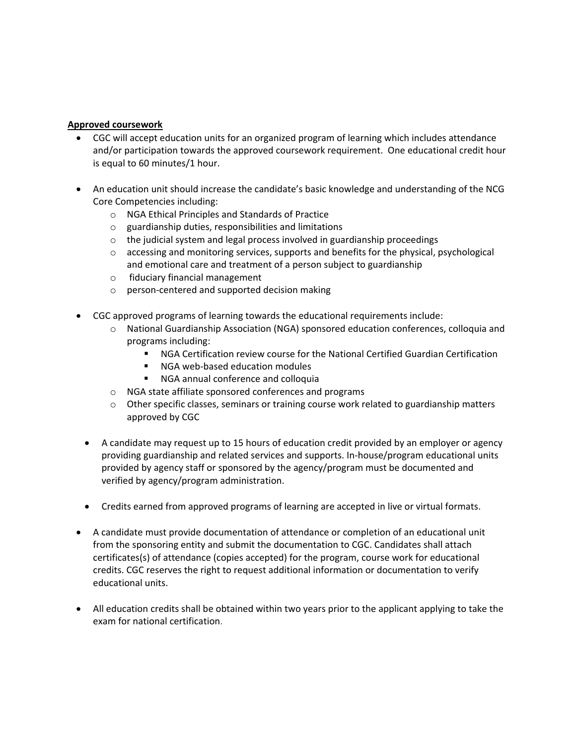**Approved coursework**

- CGC will accept education units for an organized program of learning which includes attendance and/or participation towards the approved coursework requirement. One educational credit hour is equal to 60 minutes/1 hour.

- An education unit should increase the candidate's basic knowledge and understanding of the NCG Core Competencies including:
    - NGA Ethical Principles and Standards of Practice
    - guardianship duties, responsibilities and limitations
    - the judicial system and legal process involved in guardianship proceedings
    - accessing and monitoring services, supports and benefits for the physical, psychological and emotional care and treatment of a person subject to guardianship
    - fiduciary financial management
    - person-centered and supported decision making

- CGC approved programs of learning towards the educational requirements include:
    - National Guardianship Association (NGA) sponsored education conferences, colloquia and programs including:
        - NGA Certification review course for the National Certified Guardian Certification
        - NGA web-based education modules
        - NGA annual conference and colloquia
    - NGA state affiliate sponsored conferences and programs
    - Other specific classes, seminars or training course work related to guardianship matters approved by CGC

- A candidate may request up to 15 hours of education credit provided by an employer or agency providing guardianship and related services and supports. In-house/program educational units provided by agency staff or sponsored by the agency/program must be documented and verified by agency/program administration.

- Credits earned from approved programs of learning are accepted in live or virtual formats.

- A candidate must provide documentation of attendance or completion of an educational unit from the sponsoring entity and submit the documentation to CGC. Candidates shall attach certificates(s) of attendance (copies accepted) for the program, course work for educational credits. CGC reserves the right to request additional information or documentation to verify educational units.

- All education credits shall be obtained within two years prior to the applicant applying to take the exam for national certification.